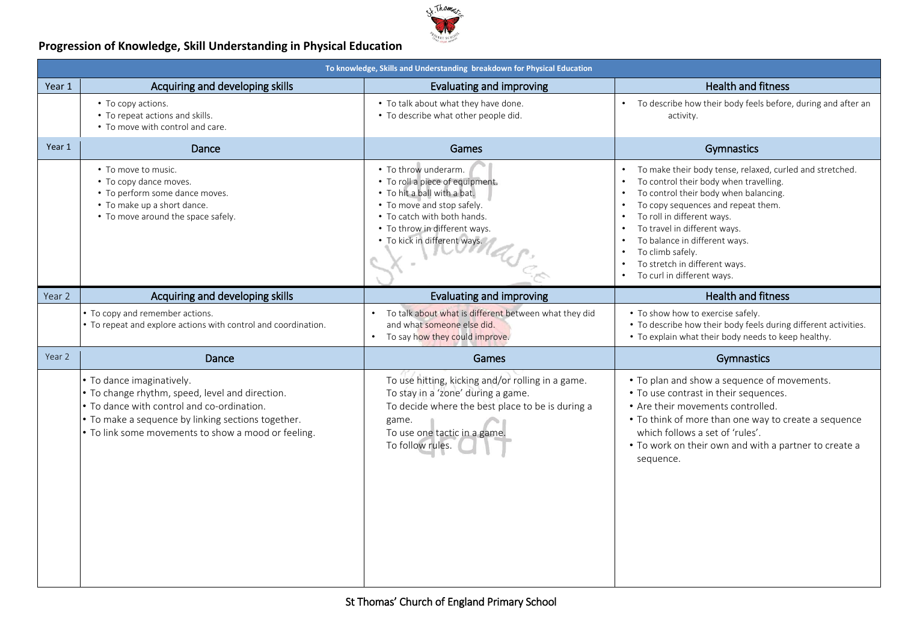## Progression of Knowledge, Skill Understanding in Physical Education

| To knowledge, Skills and Understanding breakdown for Physical Education | | | |
|---|---|---|---|
| **Year 1** | **Acquiring and developing skills** | **Evaluating and improving** | **Health and fitness** |
| | • To copy actions.<br>• To repeat actions and skills.<br>• To move with control and care. | • To talk about what they have done.<br>• To describe what other people did. | • To describe how their body feels before, during and after an activity. |
| **Year 1** | **Dance** | **Games** | **Gymnastics** |
| | • To move to music.<br>• To copy dance moves.<br>• To perform some dance moves.<br>• To make up a short dance.<br>• To move around the space safely. | • To throw underarm.<br>• To roll a piece of equipment.<br>• To hit a ball with a bat.<br>• To move and stop safely.<br>• To catch with both hands.<br>• To throw in different ways.<br>• To kick in different ways. | • To make their body tense, relaxed, curled and stretched.<br>• To control their body when travelling.<br>• To control their body when balancing.<br>• To copy sequences and repeat them.<br>• To roll in different ways.<br>• To travel in different ways.<br>• To balance in different ways.<br>• To climb safely.<br>• To stretch in different ways.<br>• To curl in different ways. |
| **Year 2** | **Acquiring and developing skills** | **Evaluating and improving** | **Health and fitness** |
| | • To copy and remember actions.<br>• To repeat and explore actions with control and coordination. | • To talk about what is different between what they did and what someone else did.<br>• To say how they could improve. | • To show how to exercise safely.<br>• To describe how their body feels during different activities.<br>• To explain what their body needs to keep healthy. |
| **Year 2** | **Dance** | **Games** | **Gymnastics** |
| | • To dance imaginatively.<br>• To change rhythm, speed, level and direction.<br>• To dance with control and co-ordination.<br>• To make a sequence by linking sections together.<br>• To link some movements to show a mood or feeling. | To use hitting, kicking and/or rolling in a game.<br>To stay in a 'zone' during a game.<br>To decide where the best place to be is during a game.<br>To use one tactic in a game.<br>To follow rules. | • To plan and show a sequence of movements.<br>• To use contrast in their sequences.<br>• Are their movements controlled.<br>• To think of more than one way to create a sequence which follows a set of 'rules'.<br>• To work on their own and with a partner to create a sequence. |

St Thomas' Church of England Primary School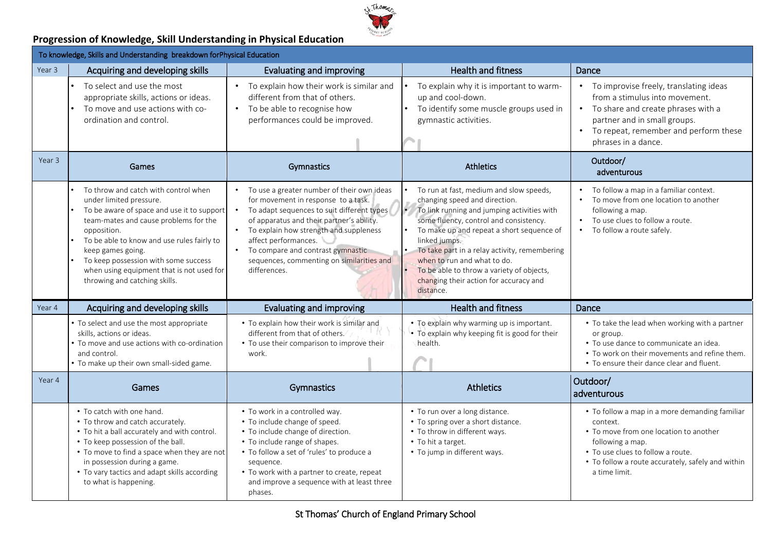## Progression of Knowledge, Skill Understanding in Physical Education

| To knowledge, Skills and Understanding breakdown forPhysical Education | | | | |
|---|---|---|---|---|
| Year 3 | Acquiring and developing skills | Evaluating and improving | Health and fitness | Dance |
| | • To select and use the most appropriate skills, actions or ideas.<br>• To move and use actions with co-ordination and control. | • To explain how their work is similar and different from that of others.<br>• To be able to recognise how performances could be improved. | • To explain why it is important to warm-up and cool-down.<br>• To identify some muscle groups used in gymnastic activities. | • To improvise freely, translating ideas from a stimulus into movement.<br>• To share and create phrases with a partner and in small groups.<br>• To repeat, remember and perform these phrases in a dance. |
| Year 3 | Games | Gymnastics | Athletics | Outdoor/ adventurous |
| | • To throw and catch with control when under limited pressure.<br>• To be aware of space and use it to support team-mates and cause problems for the opposition.<br>• To be able to know and use rules fairly to keep games going.<br>• To keep possession with some success when using equipment that is not used for throwing and catching skills. | • To use a greater number of their own ideas for movement in response to a task.<br>• To adapt sequences to suit different types of apparatus and their partner's ability.<br>• To explain how strength and suppleness affect performances.<br>• To compare and contrast gymnastic sequences, commenting on similarities and differences. | • To run at fast, medium and slow speeds, changing speed and direction.<br>• To link running and jumping activities with some fluency, control and consistency.<br>• To make up and repeat a short sequence of linked jumps.<br>• To take part in a relay activity, remembering when to run and what to do.<br>• To be able to throw a variety of objects, changing their action for accuracy and distance. | • To follow a map in a familiar context.<br>• To move from one location to another following a map.<br>• To use clues to follow a route.<br>• To follow a route safely. |
| Year 4 | Acquiring and developing skills | Evaluating and improving | Health and fitness | Dance |
| | • To select and use the most appropriate skills, actions or ideas.<br>• To move and use actions with co-ordination and control.<br>• To make up their own small-sided game. | • To explain how their work is similar and different from that of others.<br>• To use their comparison to improve their work. | • To explain why warming up is important.<br>• To explain why keeping fit is good for their health. | • To take the lead when working with a partner or group.<br>• To use dance to communicate an idea.<br>• To work on their movements and refine them.<br>• To ensure their dance clear and fluent. |
| Year 4 | Games | Gymnastics | Athletics | Outdoor/ adventurous |
| | • To catch with one hand.<br>• To throw and catch accurately.<br>• To hit a ball accurately and with control.<br>• To keep possession of the ball.<br>• To move to find a space when they are not in possession during a game.<br>• To vary tactics and adapt skills according to what is happening. | • To work in a controlled way.<br>• To include change of speed.<br>• To include change of direction.<br>• To include range of shapes.<br>• To follow a set of 'rules' to produce a sequence.<br>• To work with a partner to create, repeat and improve a sequence with at least three phases. | • To run over a long distance.<br>• To spring over a short distance.<br>• To throw in different ways.<br>• To hit a target.<br>• To jump in different ways. | • To follow a map in a more demanding familiar context.<br>• To move from one location to another following a map.<br>• To use clues to follow a route.<br>• To follow a route accurately, safely and within a time limit. |

St Thomas' Church of England Primary School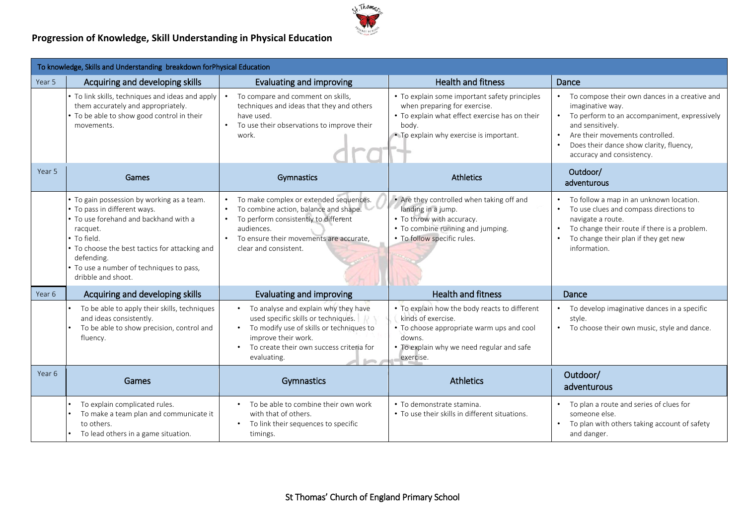## Progression of Knowledge, Skill Understanding in Physical Education

| To knowledge, Skills and Understanding breakdown forPhysical Education | | | | |
|---|---|---|---|---|
| Year 5 | **Acquiring and developing skills** | **Evaluating and improving** | **Health and fitness** | **Dance** |
| | • To link skills, techniques and ideas and apply them accurately and appropriately.<br>• To be able to show good control in their movements. | • To compare and comment on skills, techniques and ideas that they and others have used.<br>• To use their observations to improve their work. | • To explain some important safety principles when preparing for exercise.<br>• To explain what effect exercise has on their body.<br>• To explain why exercise is important. | • To compose their own dances in a creative and imaginative way.<br>• To perform to an accompaniment, expressively and sensitively.<br>• Are their movements controlled.<br>• Does their dance show clarity, fluency, accuracy and consistency. |
| Year 5 | **Games** | **Gymnastics** | **Athletics** | **Outdoor/ adventurous** |
| | • To gain possession by working as a team.<br>• To pass in different ways.<br>• To use forehand and backhand with a racquet.<br>• To field.<br>• To choose the best tactics for attacking and defending.<br>• To use a number of techniques to pass, dribble and shoot. | • To make complex or extended sequences.<br>• To combine action, balance and shape.<br>• To perform consistently to different audiences.<br>• To ensure their movements are accurate, clear and consistent. | • Are they controlled when taking off and landing in a jump.<br>• To throw with accuracy.<br>• To combine running and jumping.<br>• To follow specific rules. | • To follow a map in an unknown location.<br>• To use clues and compass directions to navigate a route.<br>• To change their route if there is a problem.<br>• To change their plan if they get new information. |
| Year 6 | **Acquiring and developing skills** | **Evaluating and improving** | **Health and fitness** | **Dance** |
| | • To be able to apply their skills, techniques and ideas consistently.<br>• To be able to show precision, control and fluency. | • To analyse and explain why they have used specific skills or techniques.<br>• To modify use of skills or techniques to improve their work.<br>• To create their own success criteria for evaluating. | • To explain how the body reacts to different kinds of exercise.<br>• To choose appropriate warm ups and cool downs.<br>• To explain why we need regular and safe exercise. | • To develop imaginative dances in a specific style.<br>• To choose their own music, style and dance. |
| Year 6 | **Games** | **Gymnastics** | **Athletics** | **Outdoor/ adventurous** |
| | • To explain complicated rules.<br>• To make a team plan and communicate it to others.<br>• To lead others in a game situation. | • To be able to combine their own work with that of others.<br>• To link their sequences to specific timings. | • To demonstrate stamina.<br>• To use their skills in different situations. | • To plan a route and series of clues for someone else.<br>• To plan with others taking account of safety and danger. |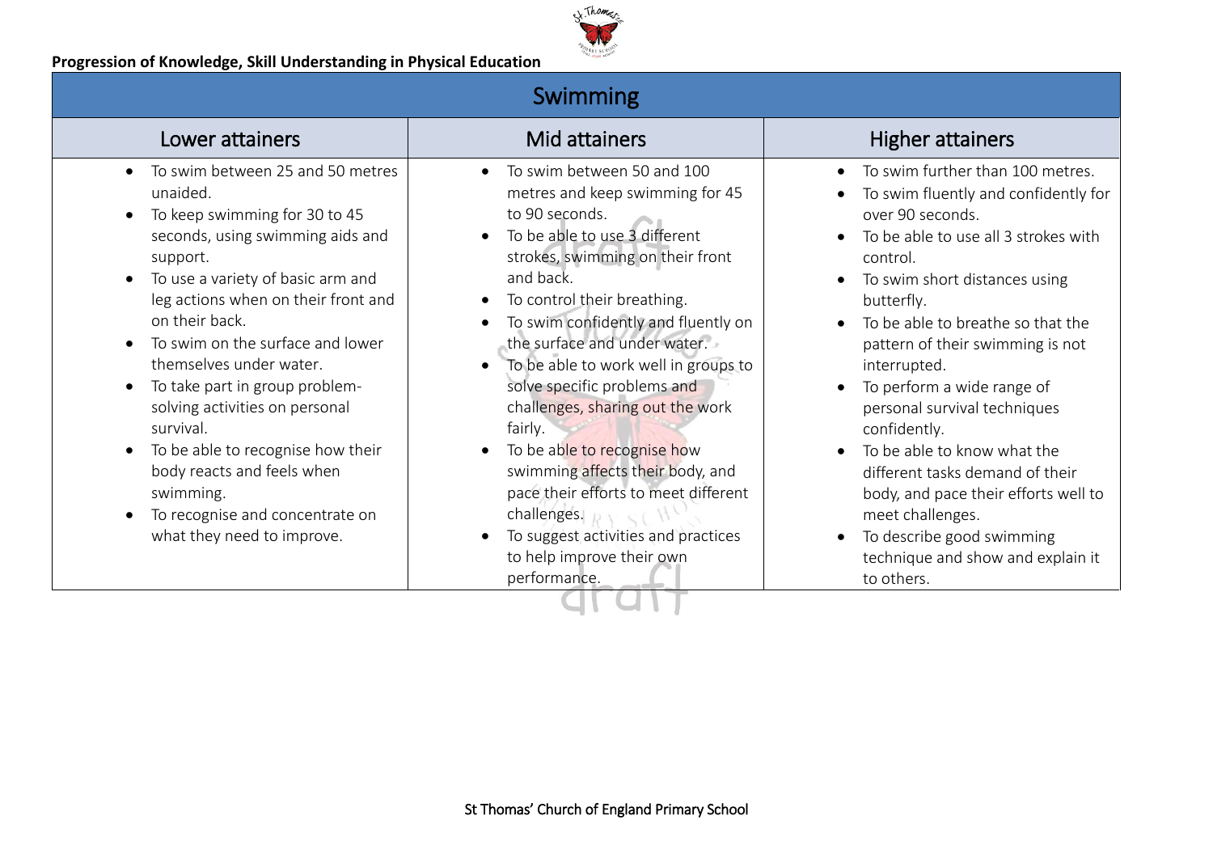**Progression of Knowledge, Skill Understanding in Physical Education**

| Swimming | | |
|---|---|---|
| **Lower attainers** | **Mid attainers** | **Higher attainers** |
| • To swim between 25 and 50 metres unaided.<br>• To keep swimming for 30 to 45 seconds, using swimming aids and support.<br>• To use a variety of basic arm and leg actions when on their front and on their back.<br>• To swim on the surface and lower themselves under water.<br>• To take part in group problem-solving activities on personal survival.<br>• To be able to recognise how their body reacts and feels when swimming.<br>• To recognise and concentrate on what they need to improve. | • To swim between 50 and 100 metres and keep swimming for 45 to 90 seconds.<br>• To be able to use 3 different strokes, swimming on their front and back.<br>• To control their breathing.<br>• To swim confidently and fluently on the surface and under water.<br>• To be able to work well in groups to solve specific problems and challenges, sharing out the work fairly.<br>• To be able to recognise how swimming affects their body, and pace their efforts to meet different challenges.<br>• To suggest activities and practices to help improve their own performance. | • To swim further than 100 metres.<br>• To swim fluently and confidently for over 90 seconds.<br>• To be able to use all 3 strokes with control.<br>• To swim short distances using butterfly.<br>• To be able to breathe so that the pattern of their swimming is not interrupted.<br>• To perform a wide range of personal survival techniques confidently.<br>• To be able to know what the different tasks demand of their body, and pace their efforts well to meet challenges.<br>• To describe good swimming technique and show and explain it to others. |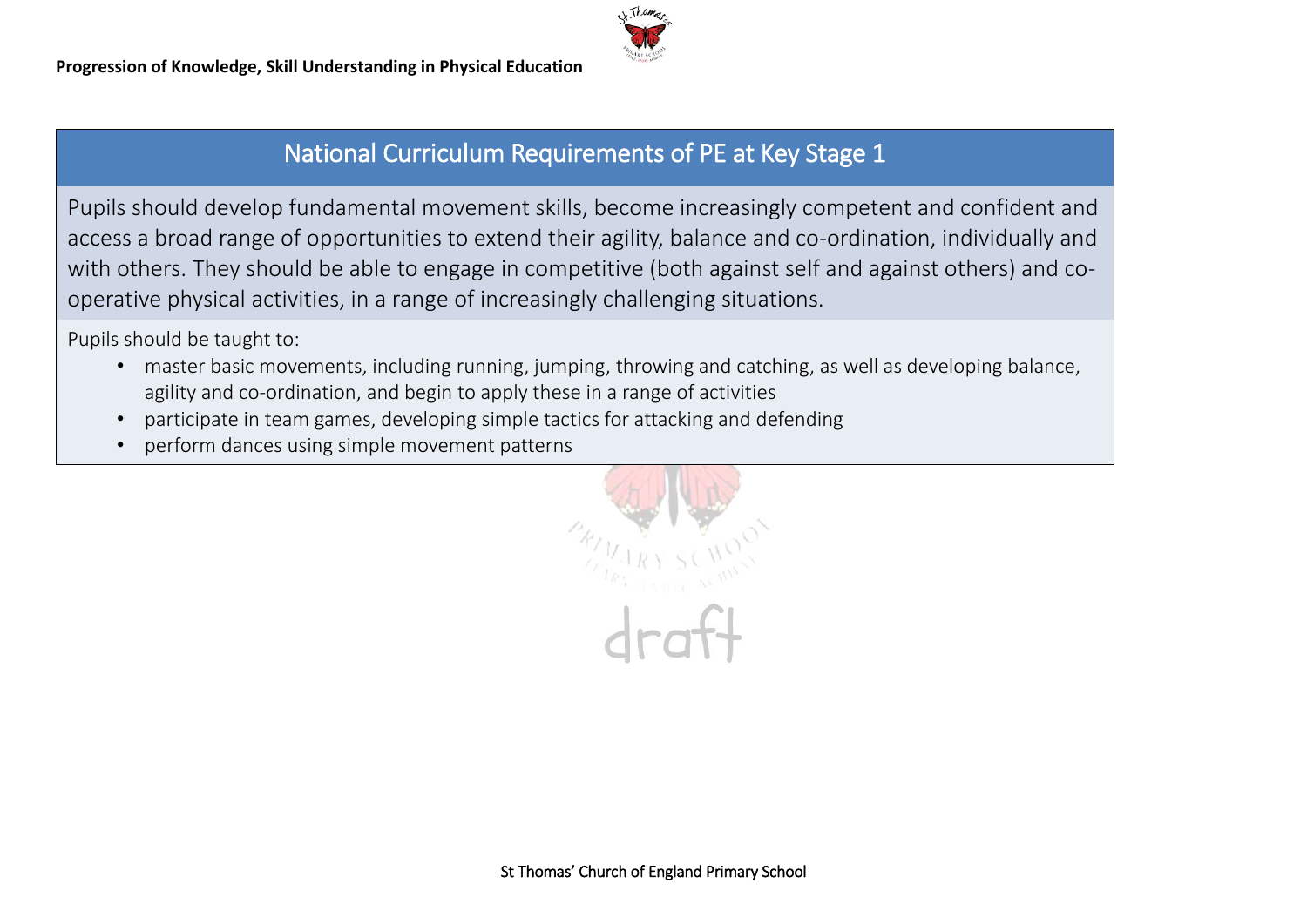## National Curriculum Requirements of PE at Key Stage 1

Pupils should develop fundamental movement skills, become increasingly competent and confident and access a broad range of opportunities to extend their agility, balance and co-ordination, individually and with others. They should be able to engage in competitive (both against self and against others) and co-operative physical activities, in a range of increasingly challenging situations.

Pupils should be taught to:

- master basic movements, including running, jumping, throwing and catching, as well as developing balance, agility and co-ordination, and begin to apply these in a range of activities
- participate in team games, developing simple tactics for attacking and defending
- perform dances using simple movement patterns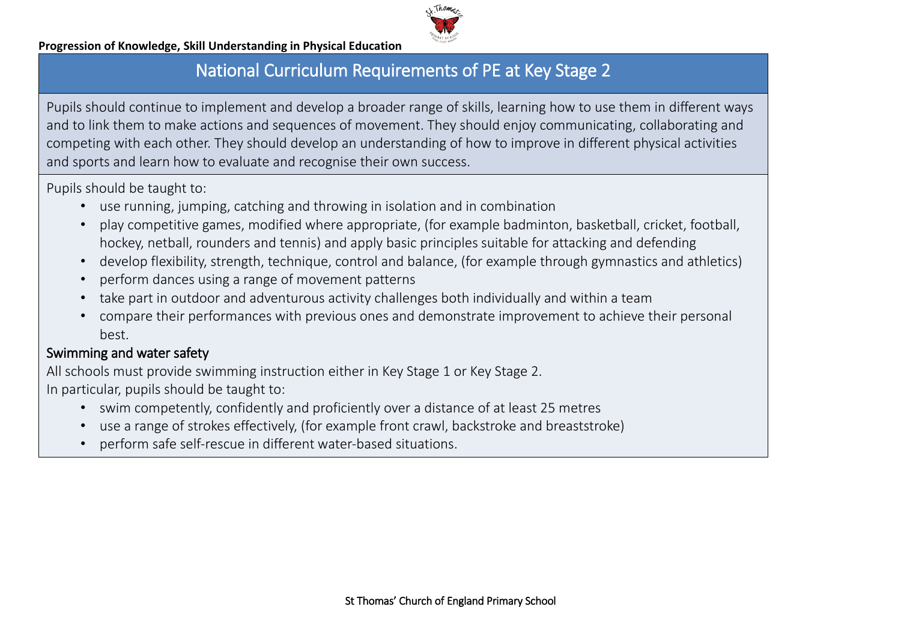**Progression of Knowledge, Skill Understanding in Physical Education**

# National Curriculum Requirements of PE at Key Stage 2

Pupils should continue to implement and develop a broader range of skills, learning how to use them in different ways and to link them to make actions and sequences of movement. They should enjoy communicating, collaborating and competing with each other. They should develop an understanding of how to improve in different physical activities and sports and learn how to evaluate and recognise their own success.

Pupils should be taught to:

- use running, jumping, catching and throwing in isolation and in combination
- play competitive games, modified where appropriate, (for example badminton, basketball, cricket, football, hockey, netball, rounders and tennis) and apply basic principles suitable for attacking and defending
- develop flexibility, strength, technique, control and balance, (for example through gymnastics and athletics)
- perform dances using a range of movement patterns
- take part in outdoor and adventurous activity challenges both individually and within a team
- compare their performances with previous ones and demonstrate improvement to achieve their personal best.

## Swimming and water safety

All schools must provide swimming instruction either in Key Stage 1 or Key Stage 2.

In particular, pupils should be taught to:

- swim competently, confidently and proficiently over a distance of at least 25 metres
- use a range of strokes effectively, (for example front crawl, backstroke and breaststroke)
- perform safe self-rescue in different water-based situations.